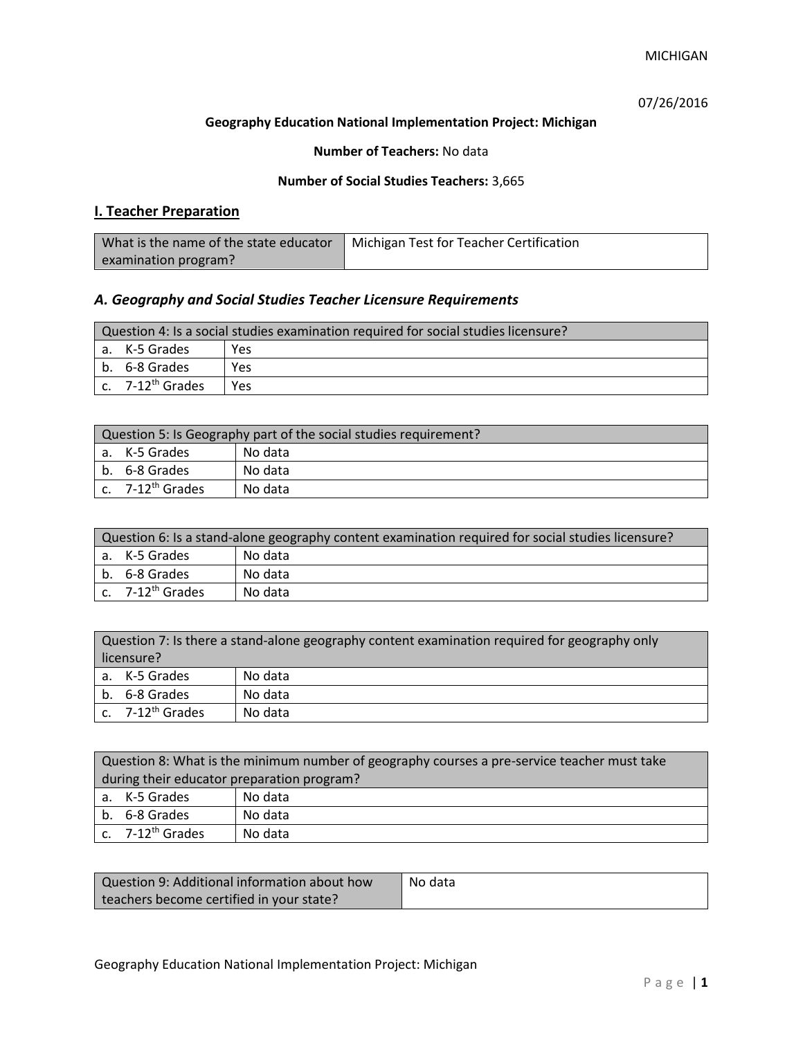MICHIGAN

07/26/2016

**Geography Education National Implementation Project: Michigan**

**Number of Teachers:** No data

**Number of Social Studies Teachers:** 3,665

## I. Teacher Preparation

| What is the name of the state educator examination program? | Michigan Test for Teacher Certification |
|---|---|

### *A. Geography and Social Studies Teacher Licensure Requirements*

| Question 4: Is a social studies examination required for social studies licensure? | |
|---|---|
| a. K-5 Grades | Yes |
| b. 6-8 Grades | Yes |
| c. 7-12th Grades | Yes |

| Question 5: Is Geography part of the social studies requirement? | |
|---|---|
| a. K-5 Grades | No data |
| b. 6-8 Grades | No data |
| c. 7-12th Grades | No data |

| Question 6: Is a stand-alone geography content examination required for social studies licensure? | |
|---|---|
| a. K-5 Grades | No data |
| b. 6-8 Grades | No data |
| c. 7-12th Grades | No data |

| Question 7: Is there a stand-alone geography content examination required for geography only licensure? | |
|---|---|
| a. K-5 Grades | No data |
| b. 6-8 Grades | No data |
| c. 7-12th Grades | No data |

| Question 8: What is the minimum number of geography courses a pre-service teacher must take during their educator preparation program? | |
|---|---|
| a. K-5 Grades | No data |
| b. 6-8 Grades | No data |
| c. 7-12th Grades | No data |

| Question 9: Additional information about how teachers become certified in your state? | No data |
|---|---|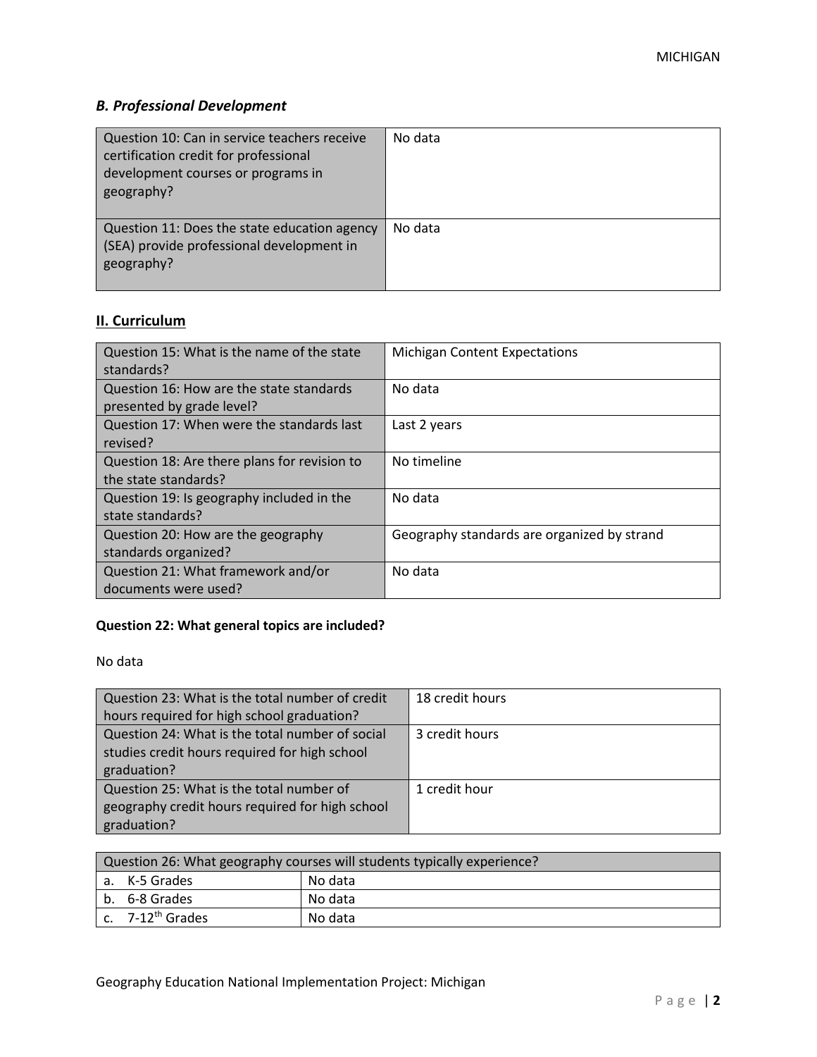### *B. Professional Development*

| | |
|---|---|
| Question 10: Can in service teachers receive certification credit for professional development courses or programs in geography? | No data |
| Question 11: Does the state education agency (SEA) provide professional development in geography? | No data |

## II. Curriculum

| | |
|---|---|
| Question 15: What is the name of the state standards? | Michigan Content Expectations |
| Question 16: How are the state standards presented by grade level? | No data |
| Question 17: When were the standards last revised? | Last 2 years |
| Question 18: Are there plans for revision to the state standards? | No timeline |
| Question 19: Is geography included in the state standards? | No data |
| Question 20: How are the geography standards organized? | Geography standards are organized by strand |
| Question 21: What framework and/or documents were used? | No data |

**Question 22: What general topics are included?**

No data

| | |
|---|---|
| Question 23: What is the total number of credit hours required for high school graduation? | 18 credit hours |
| Question 24: What is the total number of social studies credit hours required for high school graduation? | 3 credit hours |
| Question 25: What is the total number of geography credit hours required for high school graduation? | 1 credit hour |

| Question 26: What geography courses will students typically experience? | |
|---|---|
| a. K-5 Grades | No data |
| b. 6-8 Grades | No data |
| c. 7-12th Grades | No data |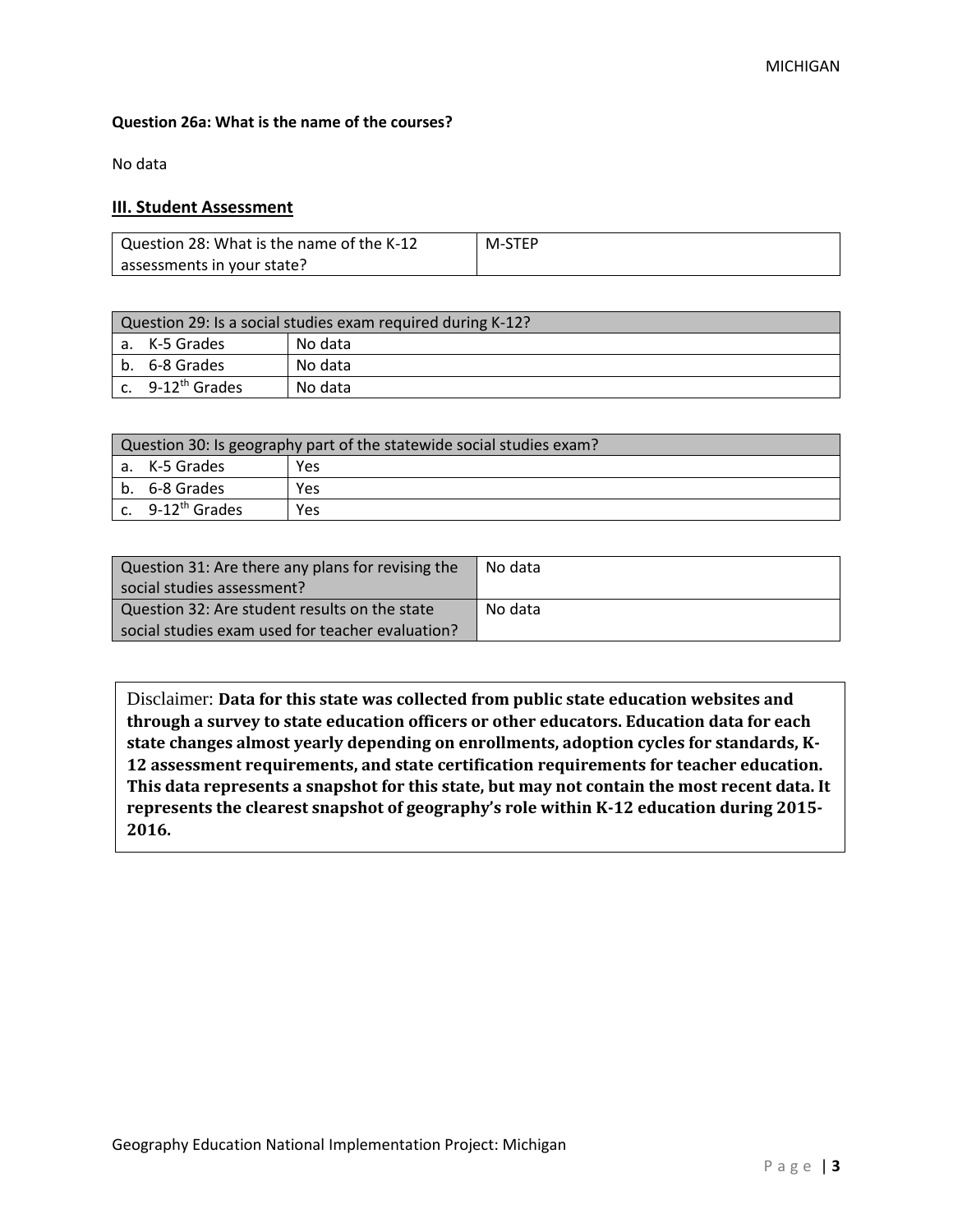**Question 26a: What is the name of the courses?**

No data

## III. Student Assessment

| | |
|---|---|
| Question 28: What is the name of the K-12 assessments in your state? | M-STEP |

| Question 29: Is a social studies exam required during K-12? | |
|---|---|
| a. K-5 Grades | No data |
| b. 6-8 Grades | No data |
| c. 9-12th Grades | No data |

| Question 30: Is geography part of the statewide social studies exam? | |
|---|---|
| a. K-5 Grades | Yes |
| b. 6-8 Grades | Yes |
| c. 9-12th Grades | Yes |

| | |
|---|---|
| Question 31: Are there any plans for revising the social studies assessment? | No data |
| Question 32: Are student results on the state social studies exam used for teacher evaluation? | No data |

Disclaimer: **Data for this state was collected from public state education websites and through a survey to state education officers or other educators. Education data for each state changes almost yearly depending on enrollments, adoption cycles for standards, K-12 assessment requirements, and state certification requirements for teacher education. This data represents a snapshot for this state, but may not contain the most recent data. It represents the clearest snapshot of geography's role within K-12 education during 2015-2016.**